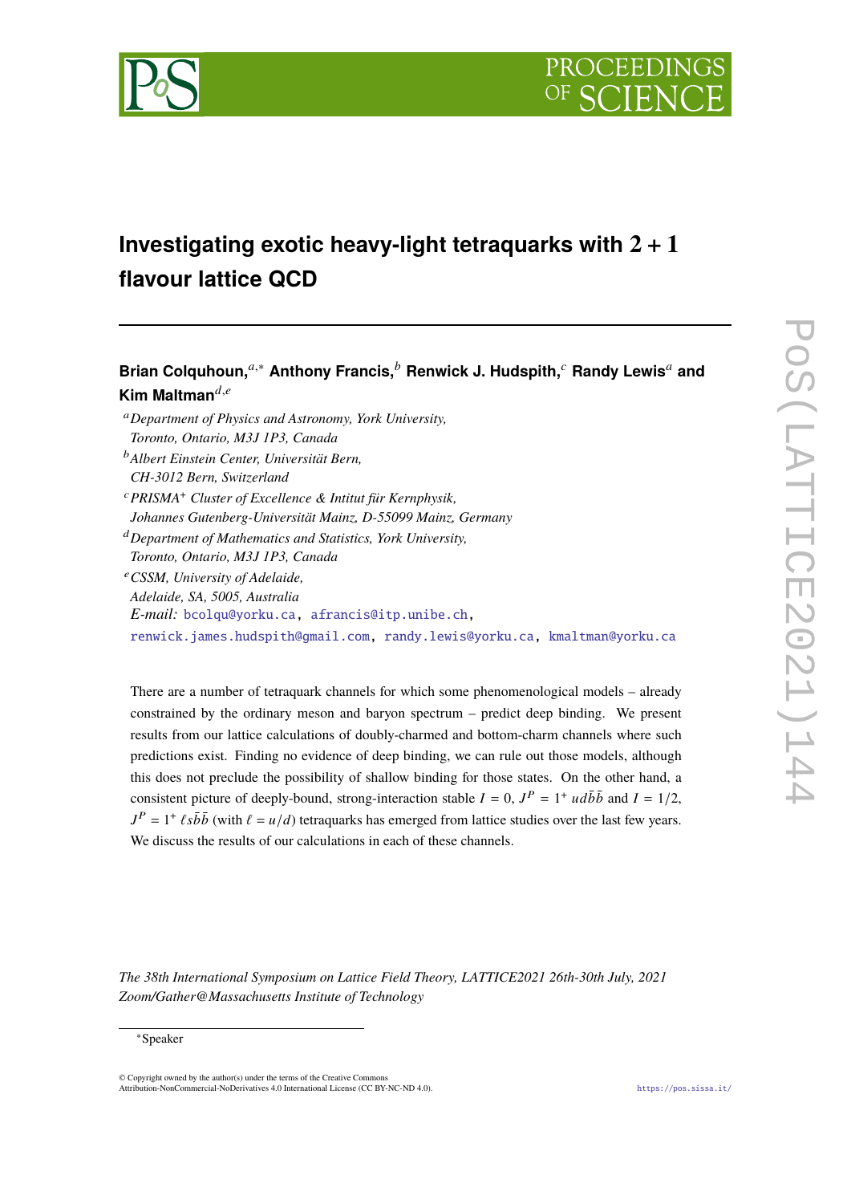# Investigating exotic heavy-light tetraquarks with $2+1$ flavour lattice QCD

**Brian Colquhoun,**[a,*] **Anthony Francis,**[b] **Renwick J. Hudspith,**[c] **Randy Lewis**[a] **and Kim Maltman**[d,e]

[a] *Department of Physics and Astronomy, York University, Toronto, Ontario, M3J 1P3, Canada*

[b] *Albert Einstein Center, Universität Bern, CH-3012 Bern, Switzerland*

[c] *PRISMA+ Cluster of Excellence & Intitut für Kernphysik, Johannes Gutenberg-Universität Mainz, D-55099 Mainz, Germany*

[d] *Department of Mathematics and Statistics, York University, Toronto, Ontario, M3J 1P3, Canada*

[e] *CSSM, University of Adelaide, Adelaide, SA, 5005, Australia*

*E-mail:* bcolqu@yorku.ca, afrancis@itp.unibe.ch, renwick.james.hudspith@gmail.com, randy.lewis@yorku.ca, kmaltman@yorku.ca

There are a number of tetraquark channels for which some phenomenological models – already constrained by the ordinary meson and baryon spectrum – predict deep binding. We present results from our lattice calculations of doubly-charmed and bottom-charm channels where such predictions exist. Finding no evidence of deep binding, we can rule out those models, although this does not preclude the possibility of shallow binding for those states. On the other hand, a consistent picture of deeply-bound, strong-interaction stable $I=0$, $J^P=1^+$ $ud\bar{b}\bar{b}$ and $I=1/2$, $J^P=1^+$ $\ell s\bar{b}\bar{b}$ (with $\ell=u/d$) tetraquarks has emerged from lattice studies over the last few years. We discuss the results of our calculations in each of these channels.

*The 38th International Symposium on Lattice Field Theory, LATTICE2021 26th-30th July, 2021 Zoom/Gather@Massachusetts Institute of Technology*

*Speaker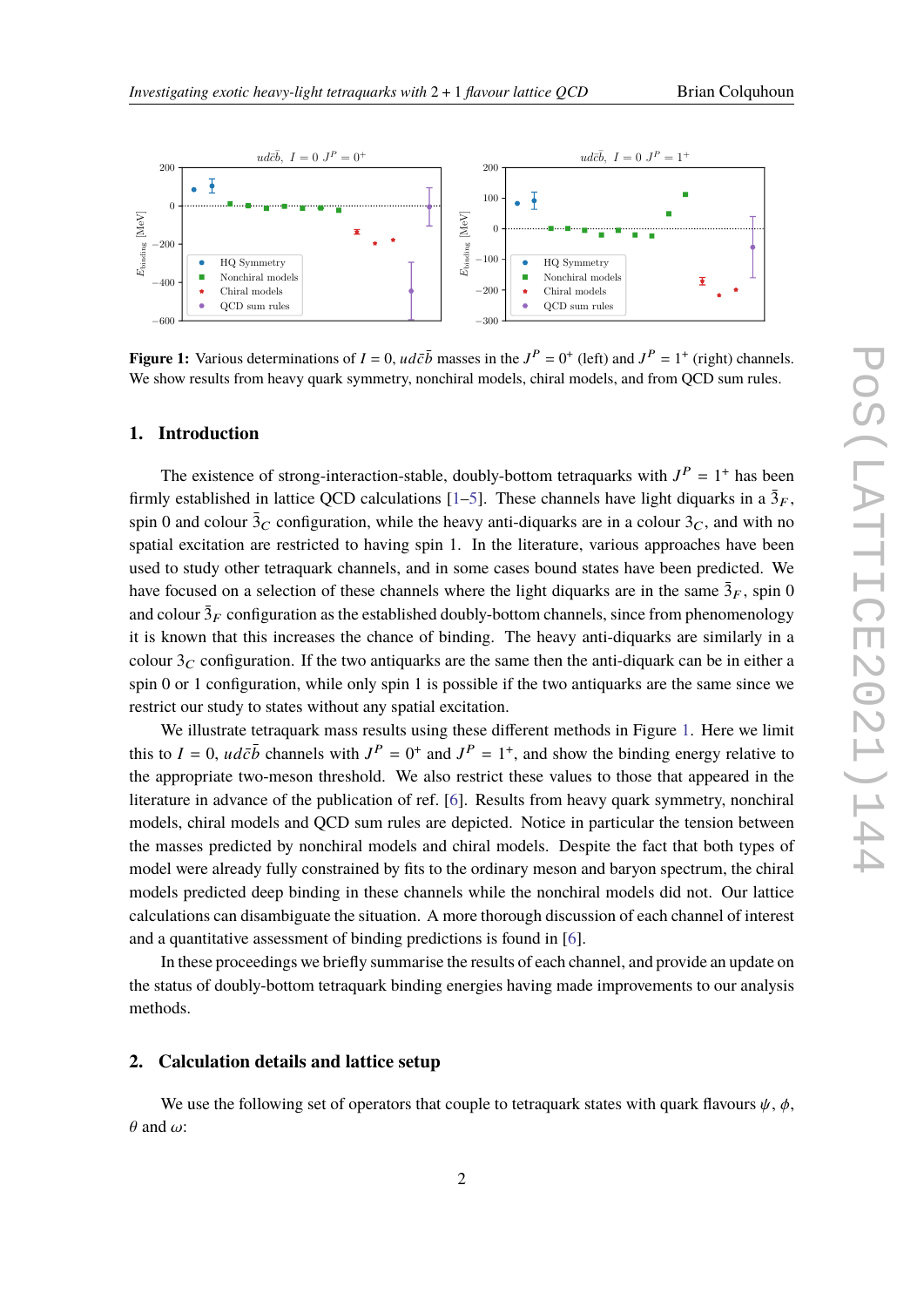**Figure 1:** Various determinations of $I = 0$, $ud\bar{c}\bar{b}$ masses in the $J^P = 0^+$ (left) and $J^P = 1^+$ (right) channels. We show results from heavy quark symmetry, nonchiral models, chiral models, and from QCD sum rules.

## 1. Introduction

The existence of strong-interaction-stable, doubly-bottom tetraquarks with $J^P = 1^+$ has been firmly established in lattice QCD calculations [1–5]. These channels have light diquarks in a $\bar{3}_F$, spin 0 and colour $\bar{3}_C$ configuration, while the heavy anti-diquarks are in a colour $3_C$, and with no spatial excitation are restricted to having spin 1. In the literature, various approaches have been used to study other tetraquark channels, and in some cases bound states have been predicted. We have focused on a selection of these channels where the light diquarks are in the same $\bar{3}_F$, spin 0 and colour $\bar{3}_F$ configuration as the established doubly-bottom channels, since from phenomenology it is known that this increases the chance of binding. The heavy anti-diquarks are similarly in a colour $3_C$ configuration. If the two antiquarks are the same then the anti-diquark can be in either a spin 0 or 1 configuration, while only spin 1 is possible if the two antiquarks are the same since we restrict our study to states without any spatial excitation.

We illustrate tetraquark mass results using these different methods in Figure 1. Here we limit this to $I = 0$, $ud\bar{c}\bar{b}$ channels with $J^P = 0^+$ and $J^P = 1^+$, and show the binding energy relative to the appropriate two-meson threshold. We also restrict these values to those that appeared in the literature in advance of the publication of ref. [6]. Results from heavy quark symmetry, nonchiral models, chiral models and QCD sum rules are depicted. Notice in particular the tension between the masses predicted by nonchiral models and chiral models. Despite the fact that both types of model were already fully constrained by fits to the ordinary meson and baryon spectrum, the chiral models predicted deep binding in these channels while the nonchiral models did not. Our lattice calculations can disambiguate the situation. A more thorough discussion of each channel of interest and a quantitative assessment of binding predictions is found in [6].

In these proceedings we briefly summarise the results of each channel, and provide an update on the status of doubly-bottom tetraquark binding energies having made improvements to our analysis methods.

## 2. Calculation details and lattice setup

We use the following set of operators that couple to tetraquark states with quark flavours $\psi$, $\phi$, $\theta$ and $\omega$: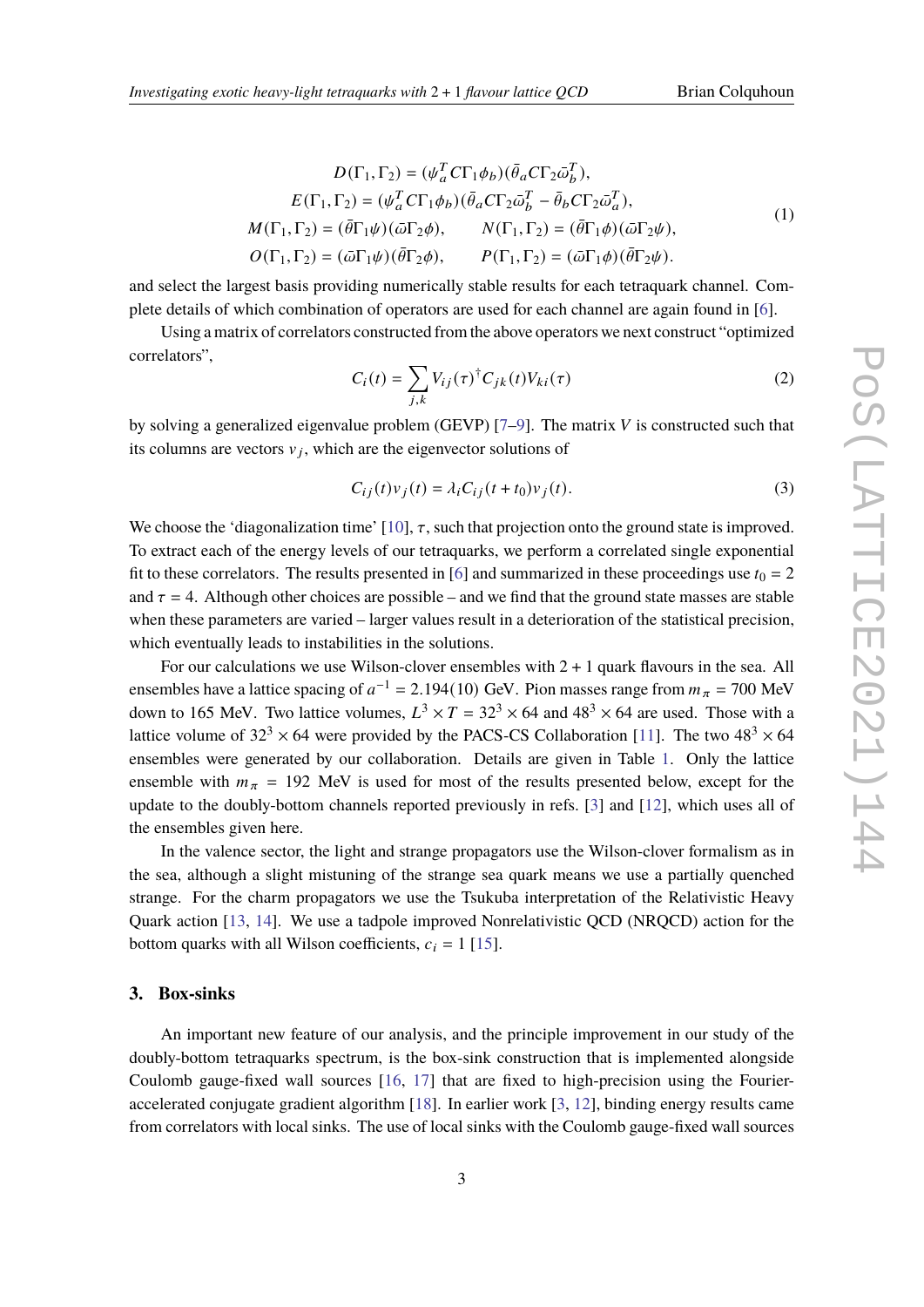$$
\begin{aligned}
D(\Gamma_1, \Gamma_2) &= (\psi_a^T C\Gamma_1 \phi_b)(\bar{\theta}_a C\Gamma_2 \bar{\omega}_b^T), \\
E(\Gamma_1, \Gamma_2) &= (\psi_a^T C\Gamma_1 \phi_b)(\bar{\theta}_a C\Gamma_2 \bar{\omega}_b^T - \bar{\theta}_b C\Gamma_2 \bar{\omega}_a^T), \\
M(\Gamma_1, \Gamma_2) &= (\bar{\theta}\Gamma_1 \psi)(\bar{\omega}\Gamma_2 \phi), \qquad N(\Gamma_1, \Gamma_2) = (\bar{\theta}\Gamma_1 \phi)(\bar{\omega}\Gamma_2 \psi), \\
O(\Gamma_1, \Gamma_2) &= (\bar{\omega}\Gamma_1 \psi)(\bar{\theta}\Gamma_2 \phi), \qquad P(\Gamma_1, \Gamma_2) = (\bar{\omega}\Gamma_1 \phi)(\bar{\theta}\Gamma_2 \psi).
\end{aligned}
\tag{1}
$$

and select the largest basis providing numerically stable results for each tetraquark channel. Complete details of which combination of operators are used for each channel are again found in [6].

Using a matrix of correlators constructed from the above operators we next construct "optimized correlators",

$$
C_i(t) = \sum_{j,k} V_{ij}(\tau)^\dagger C_{jk}(t) V_{ki}(\tau) \tag{2}
$$

by solving a generalized eigenvalue problem (GEVP) [7–9]. The matrix $V$ is constructed such that its columns are vectors $v_j$, which are the eigenvector solutions of

$$
C_{ij}(t) v_j(t) = \lambda_i C_{ij}(t + t_0) v_j(t). \tag{3}
$$

We choose the 'diagonalization time' [10], $\tau$, such that projection onto the ground state is improved. To extract each of the energy levels of our tetraquarks, we perform a correlated single exponential fit to these correlators. The results presented in [6] and summarized in these proceedings use $t_0 = 2$ and $\tau = 4$. Although other choices are possible – and we find that the ground state masses are stable when these parameters are varied – larger values result in a deterioration of the statistical precision, which eventually leads to instabilities in the solutions.

For our calculations we use Wilson-clover ensembles with $2 + 1$ quark flavours in the sea. All ensembles have a lattice spacing of $a^{-1} = 2.194(10)$ GeV. Pion masses range from $m_\pi = 700$ MeV down to 165 MeV. Two lattice volumes, $L^3 \times T = 32^3 \times 64$ and $48^3 \times 64$ are used. Those with a lattice volume of $32^3 \times 64$ were provided by the PACS-CS Collaboration [11]. The two $48^3 \times 64$ ensembles were generated by our collaboration. Details are given in Table 1. Only the lattice ensemble with $m_\pi = 192$ MeV is used for most of the results presented below, except for the update to the doubly-bottom channels reported previously in refs. [3] and [12], which uses all of the ensembles given here.

In the valence sector, the light and strange propagators use the Wilson-clover formalism as in the sea, although a slight mistuning of the strange sea quark means we use a partially quenched strange. For the charm propagators we use the Tsukuba interpretation of the Relativistic Heavy Quark action [13, 14]. We use a tadpole improved Nonrelativistic QCD (NRQCD) action for the bottom quarks with all Wilson coefficients, $c_i = 1$ [15].

## 3. Box-sinks

An important new feature of our analysis, and the principle improvement in our study of the doubly-bottom tetraquarks spectrum, is the box-sink construction that is implemented alongside Coulomb gauge-fixed wall sources [16, 17] that are fixed to high-precision using the Fourier-accelerated conjugate gradient algorithm [18]. In earlier work [3, 12], binding energy results came from correlators with local sinks. The use of local sinks with the Coulomb gauge-fixed wall sources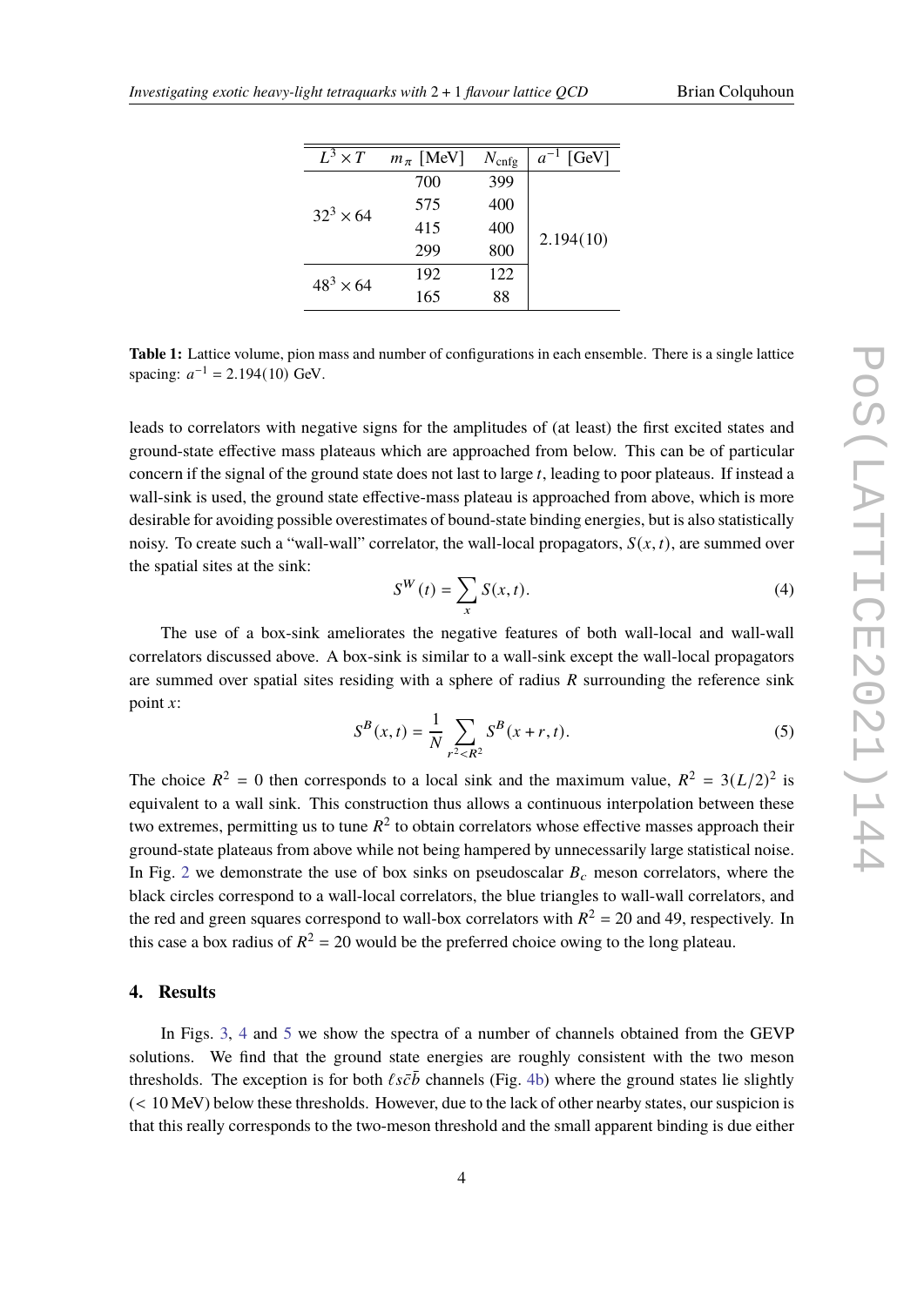| $L^3 \times T$ | $m_\pi$ [MeV] | $N_{\rm cnfg}$ | $a^{-1}$ [GeV] |
|---|---|---|---|
| $32^3 \times 64$ | 700 | 399 | 2.194(10) |
| | 575 | 400 | |
| | 415 | 400 | |
| | 299 | 800 | |
| $48^3 \times 64$ | 192 | 122 | |
| | 165 | 88 | |

**Table 1:** Lattice volume, pion mass and number of configurations in each ensemble. There is a single lattice spacing: $a^{-1} = 2.194(10)$ GeV.

leads to correlators with negative signs for the amplitudes of (at least) the first excited states and ground-state effective mass plateaus which are approached from below. This can be of particular concern if the signal of the ground state does not last to large $t$, leading to poor plateaus. If instead a wall-sink is used, the ground state effective-mass plateau is approached from above, which is more desirable for avoiding possible overestimates of bound-state binding energies, but is also statistically noisy. To create such a "wall-wall" correlator, the wall-local propagators, $S(x, t)$, are summed over the spatial sites at the sink:

$$S^W(t) = \sum_x S(x, t). \tag{4}$$

The use of a box-sink ameliorates the negative features of both wall-local and wall-wall correlators discussed above. A box-sink is similar to a wall-sink except the wall-local propagators are summed over spatial sites residing with a sphere of radius $R$ surrounding the reference sink point $x$:

$$S^B(x, t) = \frac{1}{N} \sum_{r^2 < R^2} S^B(x + r, t). \tag{5}$$

The choice $R^2 = 0$ then corresponds to a local sink and the maximum value, $R^2 = 3(L/2)^2$ is equivalent to a wall sink. This construction thus allows a continuous interpolation between these two extremes, permitting us to tune $R^2$ to obtain correlators whose effective masses approach their ground-state plateaus from above while not being hampered by unnecessarily large statistical noise. In Fig. 2 we demonstrate the use of box sinks on pseudoscalar $B_c$ meson correlators, where the black circles correspond to a wall-local correlators, the blue triangles to wall-wall correlators, and the red and green squares correspond to wall-box correlators with $R^2 = 20$ and 49, respectively. In this case a box radius of $R^2 = 20$ would be the preferred choice owing to the long plateau.

## 4. Results

In Figs. 3, 4 and 5 we show the spectra of a number of channels obtained from the GEVP solutions. We find that the ground state energies are roughly consistent with the two meson thresholds. The exception is for both $\ell s \bar{c} \bar{b}$ channels (Fig. 4b) where the ground states lie slightly ($< 10$ MeV) below these thresholds. However, due to the lack of other nearby states, our suspicion is that this really corresponds to the two-meson threshold and the small apparent binding is due either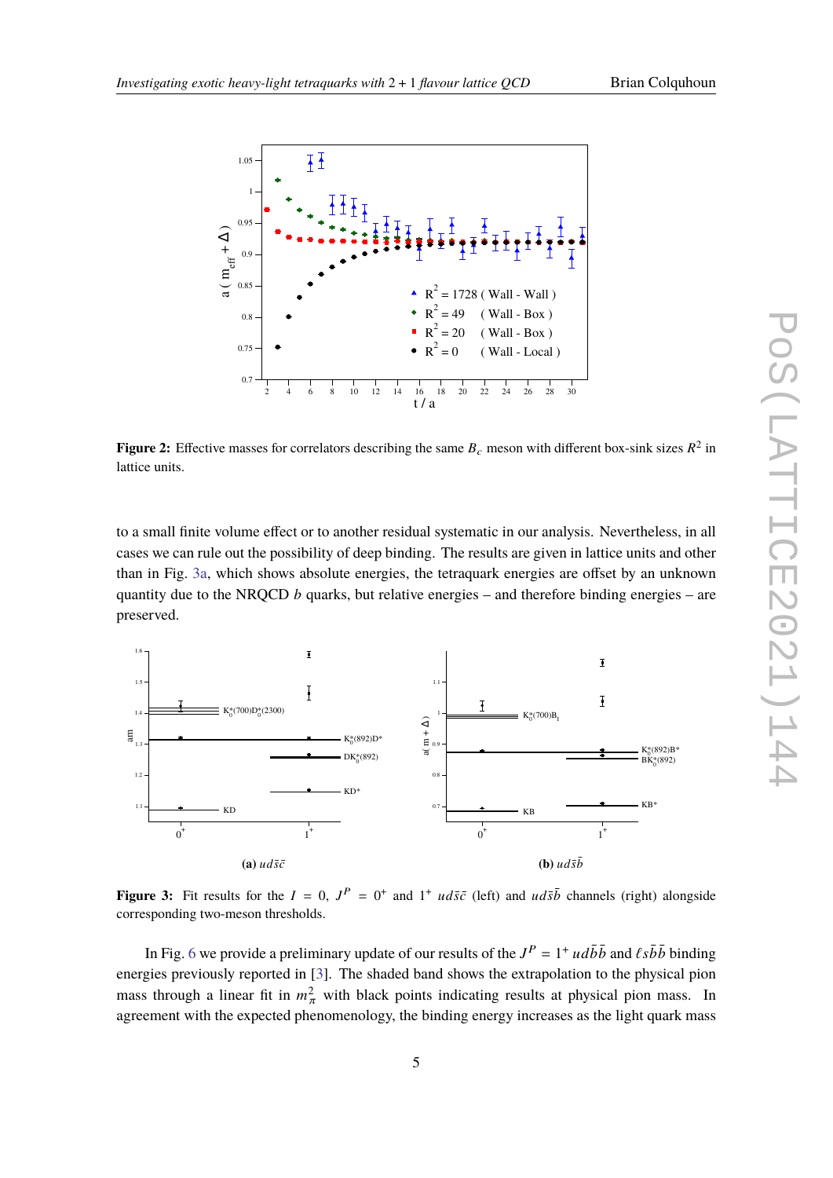**Figure 2:** Effective masses for correlators describing the same $B_c$ meson with different box-sink sizes $R^2$ in lattice units.

to a small finite volume effect or to another residual systematic in our analysis. Nevertheless, in all cases we can rule out the possibility of deep binding. The results are given in lattice units and other than in Fig. 3a, which shows absolute energies, the tetraquark energies are offset by an unknown quantity due to the NRQCD $b$ quarks, but relative energies – and therefore binding energies – are preserved.

(a) $ud\bar{s}\bar{c}$

(b) $ud\bar{s}\bar{b}$

**Figure 3:** Fit results for the $I = 0$, $J^P = 0^+$ and $1^+$ $ud\bar{s}\bar{c}$ (left) and $ud\bar{s}\bar{b}$ channels (right) alongside corresponding two-meson thresholds.

In Fig. 6 we provide a preliminary update of our results of the $J^P = 1^+$ $ud\bar{b}\bar{b}$ and $\ell s\bar{b}\bar{b}$ binding energies previously reported in [3]. The shaded band shows the extrapolation to the physical pion mass through a linear fit in $m_\pi^2$ with black points indicating results at physical pion mass. In agreement with the expected phenomenology, the binding energy increases as the light quark mass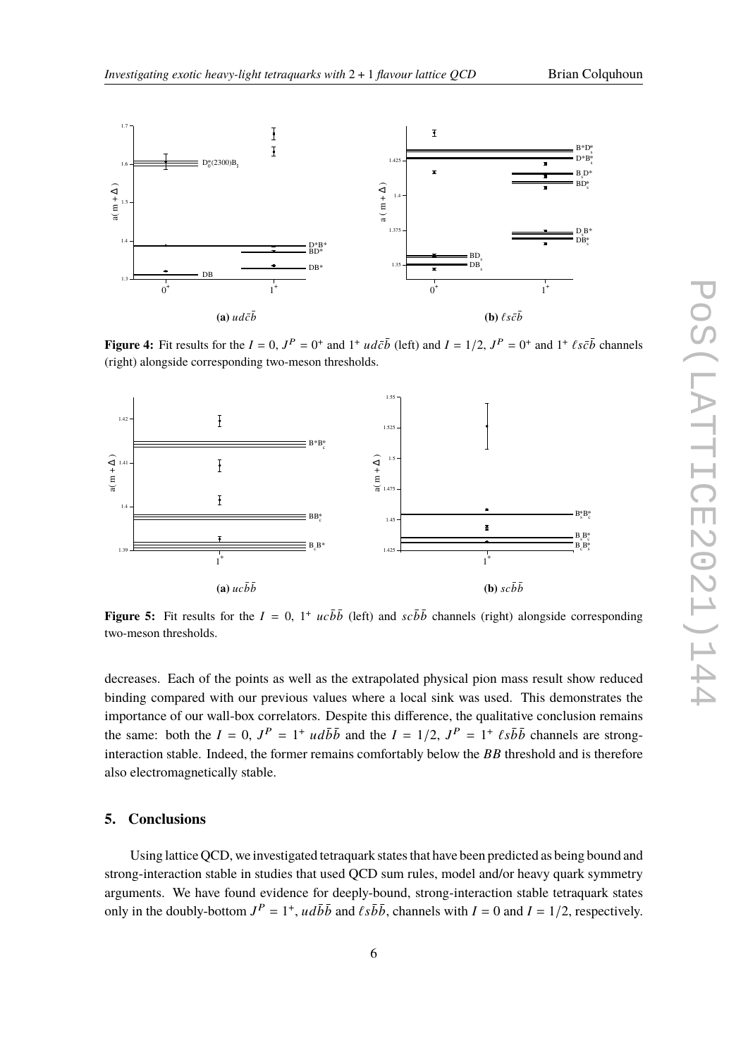**(a)** $ud\bar{c}\bar{b}$

**(b)** $\ell s\bar{c}\bar{b}$

**Figure 4:** Fit results for the $I = 0$, $J^P = 0^+$ and $1^+$ $ud\bar{c}\bar{b}$ (left) and $I = 1/2$, $J^P = 0^+$ and $1^+$ $\ell s\bar{c}\bar{b}$ channels (right) alongside corresponding two-meson thresholds.

**(a)** $uc\bar{b}\bar{b}$

**(b)** $sc\bar{b}\bar{b}$

**Figure 5:** Fit results for the $I = 0$, $1^+$ $uc\bar{b}\bar{b}$ (left) and $sc\bar{b}\bar{b}$ channels (right) alongside corresponding two-meson thresholds.

decreases. Each of the points as well as the extrapolated physical pion mass result show reduced binding compared with our previous values where a local sink was used. This demonstrates the importance of our wall-box correlators. Despite this difference, the qualitative conclusion remains the same: both the $I = 0$, $J^P = 1^+$ $ud\bar{b}\bar{b}$ and the $I = 1/2$, $J^P = 1^+$ $\ell s\bar{b}\bar{b}$ channels are strong-interaction stable. Indeed, the former remains comfortably below the $BB$ threshold and is therefore also electromagnetically stable.

## 5. Conclusions

Using lattice QCD, we investigated tetraquark states that have been predicted as being bound and strong-interaction stable in studies that used QCD sum rules, model and/or heavy quark symmetry arguments. We have found evidence for deeply-bound, strong-interaction stable tetraquark states only in the doubly-bottom $J^P = 1^+$, $ud\bar{b}\bar{b}$ and $\ell s\bar{b}\bar{b}$, channels with $I = 0$ and $I = 1/2$, respectively.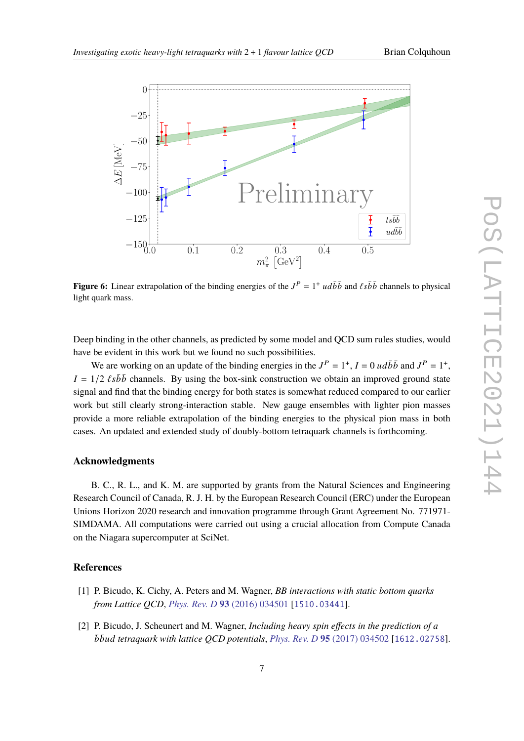**Figure 6:** Linear extrapolation of the binding energies of the $J^P = 1^+$ $ud\bar{b}\bar{b}$ and $\ell s\bar{b}\bar{b}$ channels to physical light quark mass.

Deep binding in the other channels, as predicted by some model and QCD sum rules studies, would have be evident in this work but we found no such possibilities.

We are working on an update of the binding energies in the $J^P = 1^+$, $I = 0$ $ud\bar{b}\bar{b}$ and $J^P = 1^+$, $I = 1/2$ $\ell s\bar{b}\bar{b}$ channels. By using the box-sink construction we obtain an improved ground state signal and find that the binding energy for both states is somewhat reduced compared to our earlier work but still clearly strong-interaction stable. New gauge ensembles with lighter pion masses provide a more reliable extrapolation of the binding energies to the physical pion mass in both cases. An updated and extended study of doubly-bottom tetraquark channels is forthcoming.

## Acknowledgments

B. C., R. L., and K. M. are supported by grants from the Natural Sciences and Engineering Research Council of Canada, R. J. H. by the European Research Council (ERC) under the European Unions Horizon 2020 research and innovation programme through Grant Agreement No. 771971-SIMDAMA. All computations were carried out using a crucial allocation from Compute Canada on the Niagara supercomputer at SciNet.

## References

[1] P. Bicudo, K. Cichy, A. Peters and M. Wagner, *BB interactions with static bottom quarks from Lattice QCD*, Phys. Rev. D **93** (2016) 034501 [1510.03441].

[2] P. Bicudo, J. Scheunert and M. Wagner, *Including heavy spin effects in the prediction of a $\bar{b}\bar{b}ud$ tetraquark with lattice QCD potentials*, Phys. Rev. D **95** (2017) 034502 [1612.02758].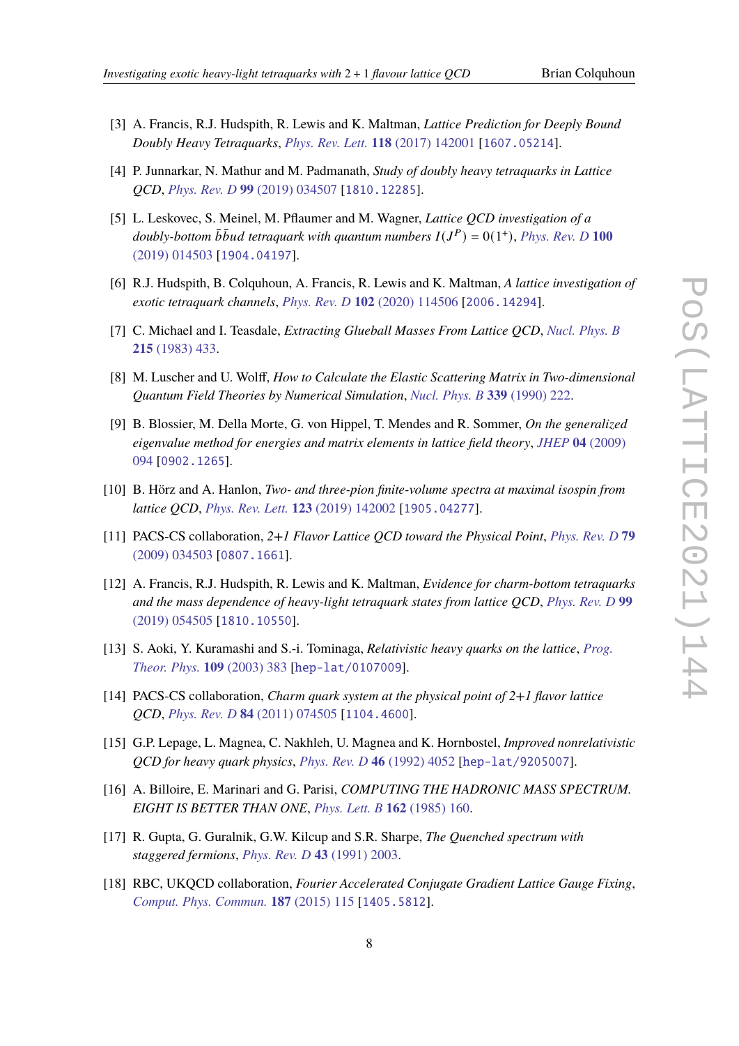[3] A. Francis, R.J. Hudspith, R. Lewis and K. Maltman, *Lattice Prediction for Deeply Bound Doubly Heavy Tetraquarks*, *Phys. Rev. Lett.* **118** (2017) 142001 [1607.05214].

[4] P. Junnarkar, N. Mathur and M. Padmanath, *Study of doubly heavy tetraquarks in Lattice QCD*, *Phys. Rev. D* **99** (2019) 034507 [1810.12285].

[5] L. Leskovec, S. Meinel, M. Pflaumer and M. Wagner, *Lattice QCD investigation of a doubly-bottom $\bar{b}\bar{b}ud$ tetraquark with quantum numbers $I(J^P) = 0(1^+)$*, *Phys. Rev. D* **100** (2019) 014503 [1904.04197].

[6] R.J. Hudspith, B. Colquhoun, A. Francis, R. Lewis and K. Maltman, *A lattice investigation of exotic tetraquark channels*, *Phys. Rev. D* **102** (2020) 114506 [2006.14294].

[7] C. Michael and I. Teasdale, *Extracting Glueball Masses From Lattice QCD*, *Nucl. Phys. B* **215** (1983) 433.

[8] M. Luscher and U. Wolff, *How to Calculate the Elastic Scattering Matrix in Two-dimensional Quantum Field Theories by Numerical Simulation*, *Nucl. Phys. B* **339** (1990) 222.

[9] B. Blossier, M. Della Morte, G. von Hippel, T. Mendes and R. Sommer, *On the generalized eigenvalue method for energies and matrix elements in lattice field theory*, *JHEP* **04** (2009) 094 [0902.1265].

[10] B. Hörz and A. Hanlon, *Two- and three-pion finite-volume spectra at maximal isospin from lattice QCD*, *Phys. Rev. Lett.* **123** (2019) 142002 [1905.04277].

[11] PACS-CS collaboration, *2+1 Flavor Lattice QCD toward the Physical Point*, *Phys. Rev. D* **79** (2009) 034503 [0807.1661].

[12] A. Francis, R.J. Hudspith, R. Lewis and K. Maltman, *Evidence for charm-bottom tetraquarks and the mass dependence of heavy-light tetraquark states from lattice QCD*, *Phys. Rev. D* **99** (2019) 054505 [1810.10550].

[13] S. Aoki, Y. Kuramashi and S.-i. Tominaga, *Relativistic heavy quarks on the lattice*, *Prog. Theor. Phys.* **109** (2003) 383 [hep-lat/0107009].

[14] PACS-CS collaboration, *Charm quark system at the physical point of 2+1 flavor lattice QCD*, *Phys. Rev. D* **84** (2011) 074505 [1104.4600].

[15] G.P. Lepage, L. Magnea, C. Nakhleh, U. Magnea and K. Hornbostel, *Improved nonrelativistic QCD for heavy quark physics*, *Phys. Rev. D* **46** (1992) 4052 [hep-lat/9205007].

[16] A. Billoire, E. Marinari and G. Parisi, *COMPUTING THE HADRONIC MASS SPECTRUM. EIGHT IS BETTER THAN ONE*, *Phys. Lett. B* **162** (1985) 160.

[17] R. Gupta, G. Guralnik, G.W. Kilcup and S.R. Sharpe, *The Quenched spectrum with staggered fermions*, *Phys. Rev. D* **43** (1991) 2003.

[18] RBC, UKQCD collaboration, *Fourier Accelerated Conjugate Gradient Lattice Gauge Fixing*, *Comput. Phys. Commun.* **187** (2015) 115 [1405.5812].